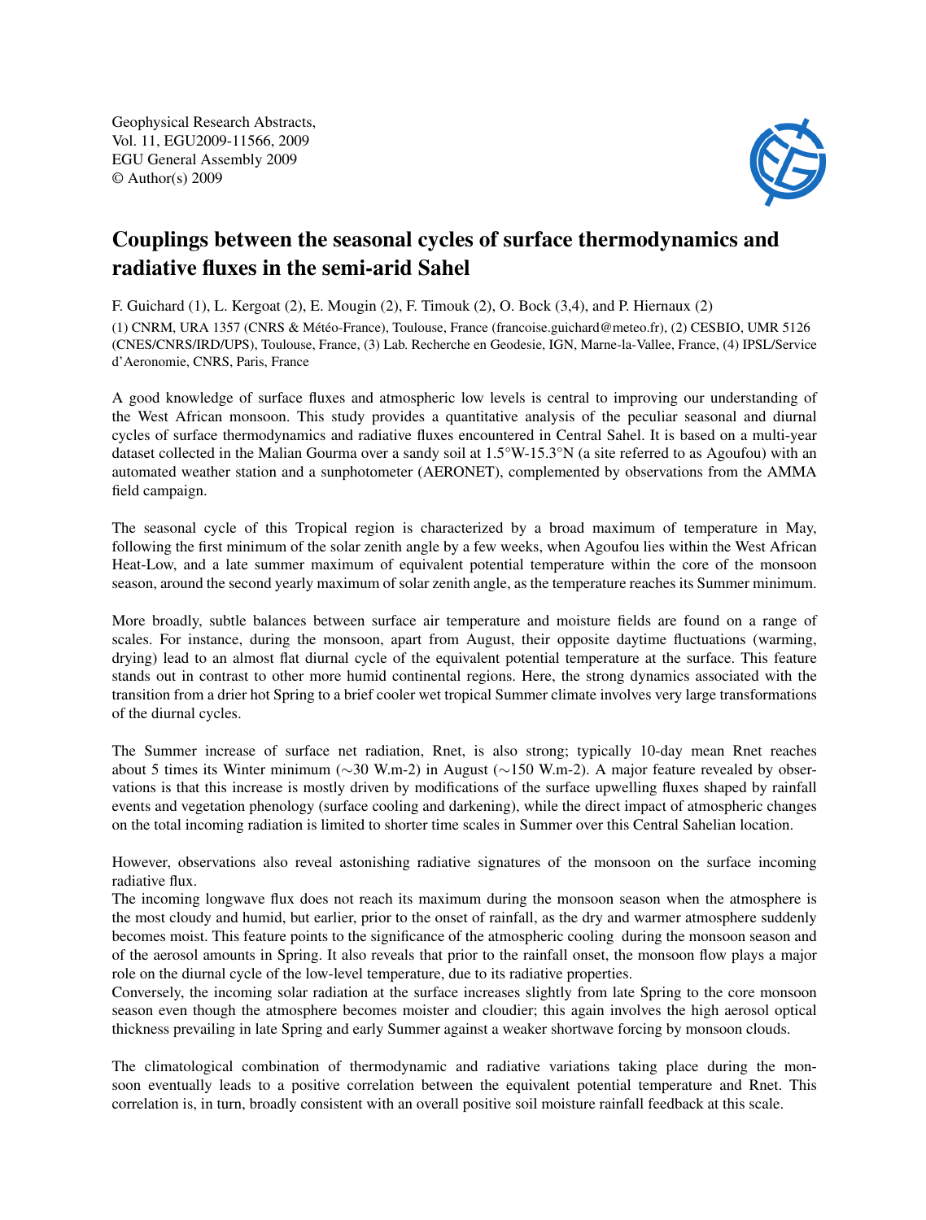Geophysical Research Abstracts,
Vol. 11, EGU2009-11566, 2009
EGU General Assembly 2009
© Author(s) 2009

# Couplings between the seasonal cycles of surface thermodynamics and radiative fluxes in the semi-arid Sahel

F. Guichard (1), L. Kergoat (2), E. Mougin (2), F. Timouk (2), O. Bock (3,4), and P. Hiernaux (2)

(1) CNRM, URA 1357 (CNRS & Météo-France), Toulouse, France (francoise.guichard@meteo.fr), (2) CESBIO, UMR 5126 (CNES/CNRS/IRD/UPS), Toulouse, France, (3) Lab. Recherche en Geodesie, IGN, Marne-la-Vallee, France, (4) IPSL/Service d'Aeronomie, CNRS, Paris, France

A good knowledge of surface fluxes and atmospheric low levels is central to improving our understanding of the West African monsoon. This study provides a quantitative analysis of the peculiar seasonal and diurnal cycles of surface thermodynamics and radiative fluxes encountered in Central Sahel. It is based on a multi-year dataset collected in the Malian Gourma over a sandy soil at 1.5°W-15.3°N (a site referred to as Agoufou) with an automated weather station and a sunphotometer (AERONET), complemented by observations from the AMMA field campaign.

The seasonal cycle of this Tropical region is characterized by a broad maximum of temperature in May, following the first minimum of the solar zenith angle by a few weeks, when Agoufou lies within the West African Heat-Low, and a late summer maximum of equivalent potential temperature within the core of the monsoon season, around the second yearly maximum of solar zenith angle, as the temperature reaches its Summer minimum.

More broadly, subtle balances between surface air temperature and moisture fields are found on a range of scales. For instance, during the monsoon, apart from August, their opposite daytime fluctuations (warming, drying) lead to an almost flat diurnal cycle of the equivalent potential temperature at the surface. This feature stands out in contrast to other more humid continental regions. Here, the strong dynamics associated with the transition from a drier hot Spring to a brief cooler wet tropical Summer climate involves very large transformations of the diurnal cycles.

The Summer increase of surface net radiation, Rnet, is also strong; typically 10-day mean Rnet reaches about 5 times its Winter minimum (~30 W.m-2) in August (~150 W.m-2). A major feature revealed by observations is that this increase is mostly driven by modifications of the surface upwelling fluxes shaped by rainfall events and vegetation phenology (surface cooling and darkening), while the direct impact of atmospheric changes on the total incoming radiation is limited to shorter time scales in Summer over this Central Sahelian location.

However, observations also reveal astonishing radiative signatures of the monsoon on the surface incoming radiative flux.
The incoming longwave flux does not reach its maximum during the monsoon season when the atmosphere is the most cloudy and humid, but earlier, prior to the onset of rainfall, as the dry and warmer atmosphere suddenly becomes moist. This feature points to the significance of the atmospheric cooling during the monsoon season and of the aerosol amounts in Spring. It also reveals that prior to the rainfall onset, the monsoon flow plays a major role on the diurnal cycle of the low-level temperature, due to its radiative properties.
Conversely, the incoming solar radiation at the surface increases slightly from late Spring to the core monsoon season even though the atmosphere becomes moister and cloudier; this again involves the high aerosol optical thickness prevailing in late Spring and early Summer against a weaker shortwave forcing by monsoon clouds.

The climatological combination of thermodynamic and radiative variations taking place during the monsoon eventually leads to a positive correlation between the equivalent potential temperature and Rnet. This correlation is, in turn, broadly consistent with an overall positive soil moisture rainfall feedback at this scale.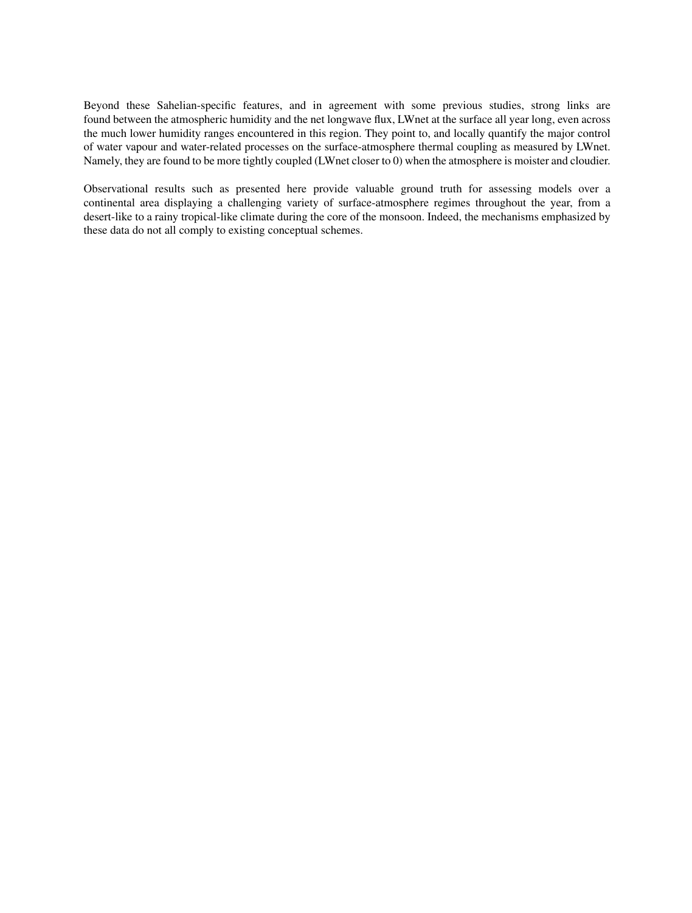Beyond these Sahelian-specific features, and in agreement with some previous studies, strong links are found between the atmospheric humidity and the net longwave flux, LWnet at the surface all year long, even across the much lower humidity ranges encountered in this region. They point to, and locally quantify the major control of water vapour and water-related processes on the surface-atmosphere thermal coupling as measured by LWnet. Namely, they are found to be more tightly coupled (LWnet closer to 0) when the atmosphere is moister and cloudier.

Observational results such as presented here provide valuable ground truth for assessing models over a continental area displaying a challenging variety of surface-atmosphere regimes throughout the year, from a desert-like to a rainy tropical-like climate during the core of the monsoon. Indeed, the mechanisms emphasized by these data do not all comply to existing conceptual schemes.